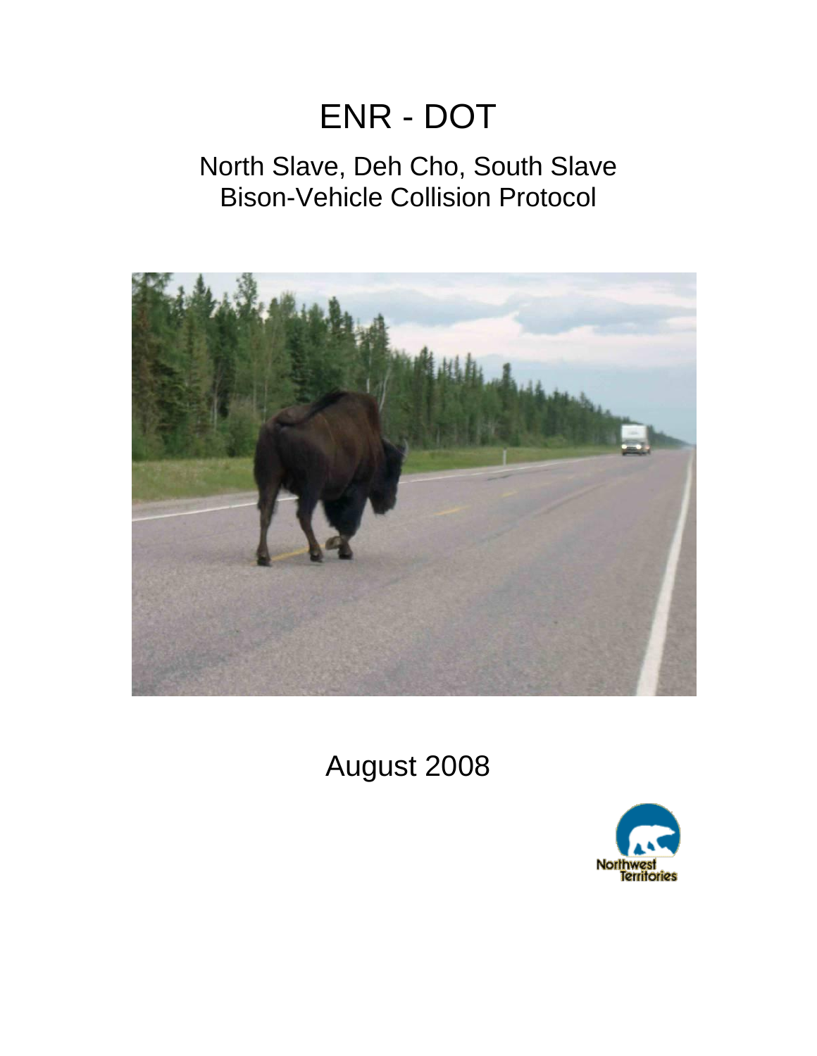# ENR - DOT

## North Slave, Deh Cho, South Slave Bison-Vehicle Collision Protocol

August 2008

Northwest Territories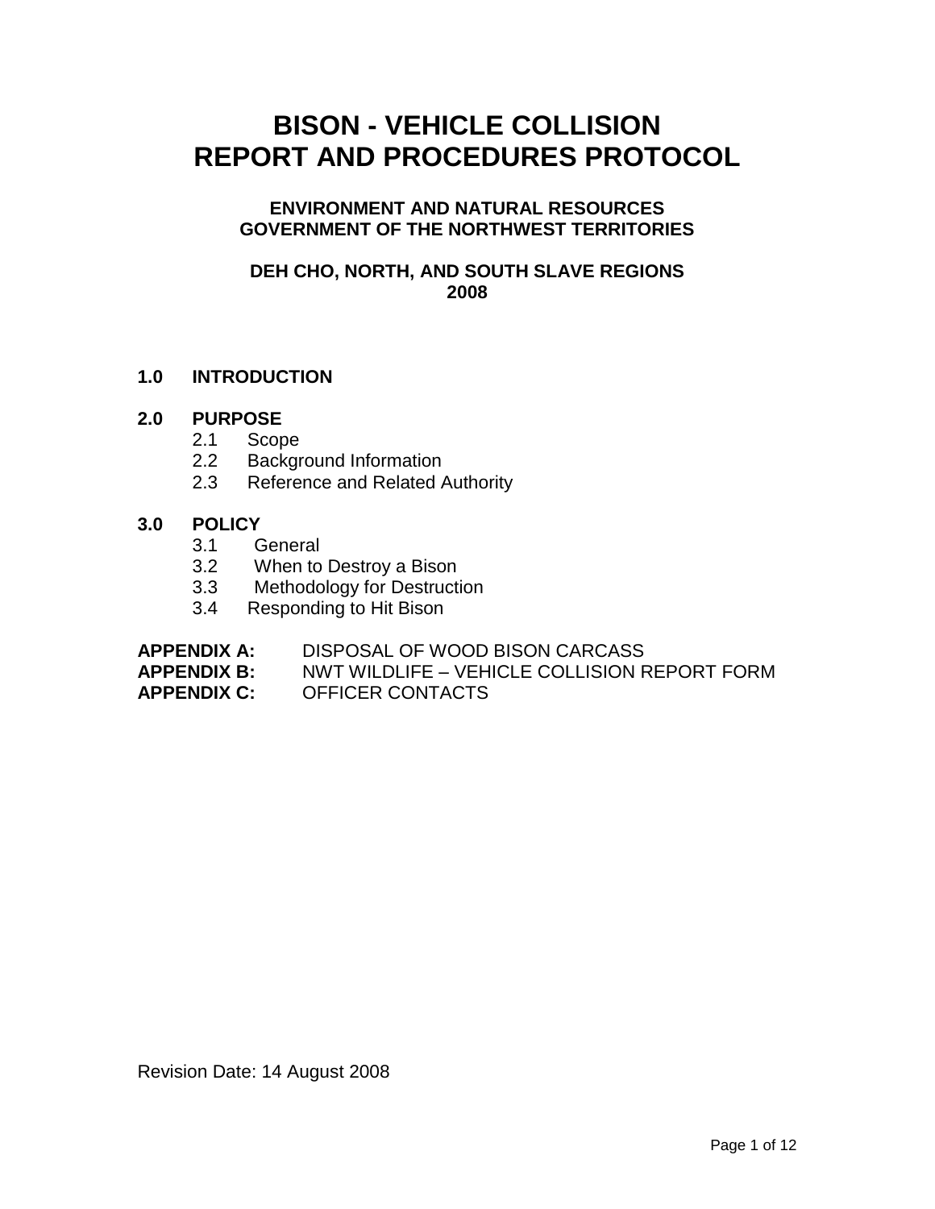# BISON - VEHICLE COLLISION REPORT AND PROCEDURES PROTOCOL

**ENVIRONMENT AND NATURAL RESOURCES**
**GOVERNMENT OF THE NORTHWEST TERRITORIES**

**DEH CHO, NORTH, AND SOUTH SLAVE REGIONS**
**2008**

**1.0 INTRODUCTION**

**2.0 PURPOSE**
- 2.1 Scope
- 2.2 Background Information
- 2.3 Reference and Related Authority

**3.0 POLICY**
- 3.1 General
- 3.2 When to Destroy a Bison
- 3.3 Methodology for Destruction
- 3.4 Responding to Hit Bison

**APPENDIX A:** DISPOSAL OF WOOD BISON CARCASS
**APPENDIX B:** NWT WILDLIFE – VEHICLE COLLISION REPORT FORM
**APPENDIX C:** OFFICER CONTACTS

Revision Date: 14 August 2008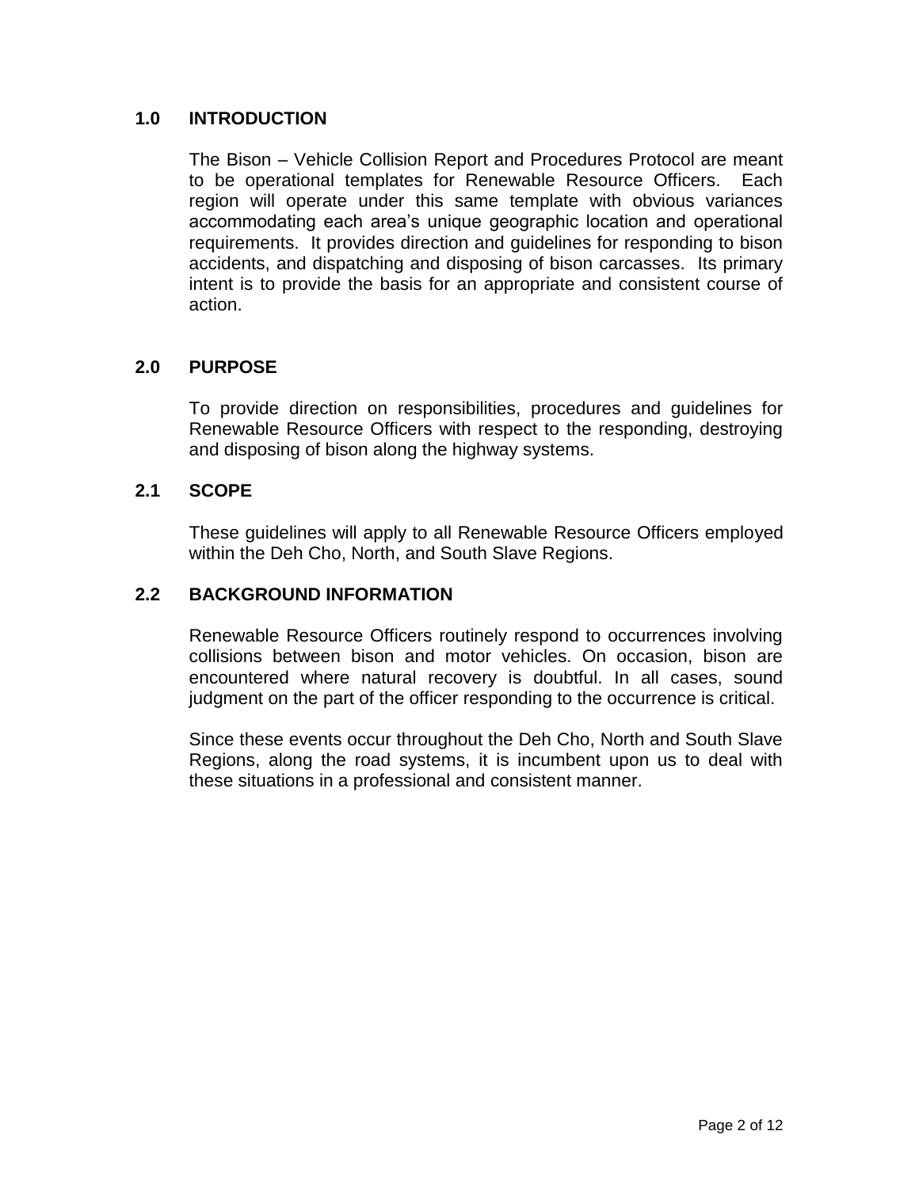## 1.0 INTRODUCTION

The Bison – Vehicle Collision Report and Procedures Protocol are meant to be operational templates for Renewable Resource Officers. Each region will operate under this same template with obvious variances accommodating each area's unique geographic location and operational requirements. It provides direction and guidelines for responding to bison accidents, and dispatching and disposing of bison carcasses. Its primary intent is to provide the basis for an appropriate and consistent course of action.

## 2.0 PURPOSE

To provide direction on responsibilities, procedures and guidelines for Renewable Resource Officers with respect to the responding, destroying and disposing of bison along the highway systems.

### 2.1 SCOPE

These guidelines will apply to all Renewable Resource Officers employed within the Deh Cho, North, and South Slave Regions.

### 2.2 BACKGROUND INFORMATION

Renewable Resource Officers routinely respond to occurrences involving collisions between bison and motor vehicles. On occasion, bison are encountered where natural recovery is doubtful. In all cases, sound judgment on the part of the officer responding to the occurrence is critical.

Since these events occur throughout the Deh Cho, North and South Slave Regions, along the road systems, it is incumbent upon us to deal with these situations in a professional and consistent manner.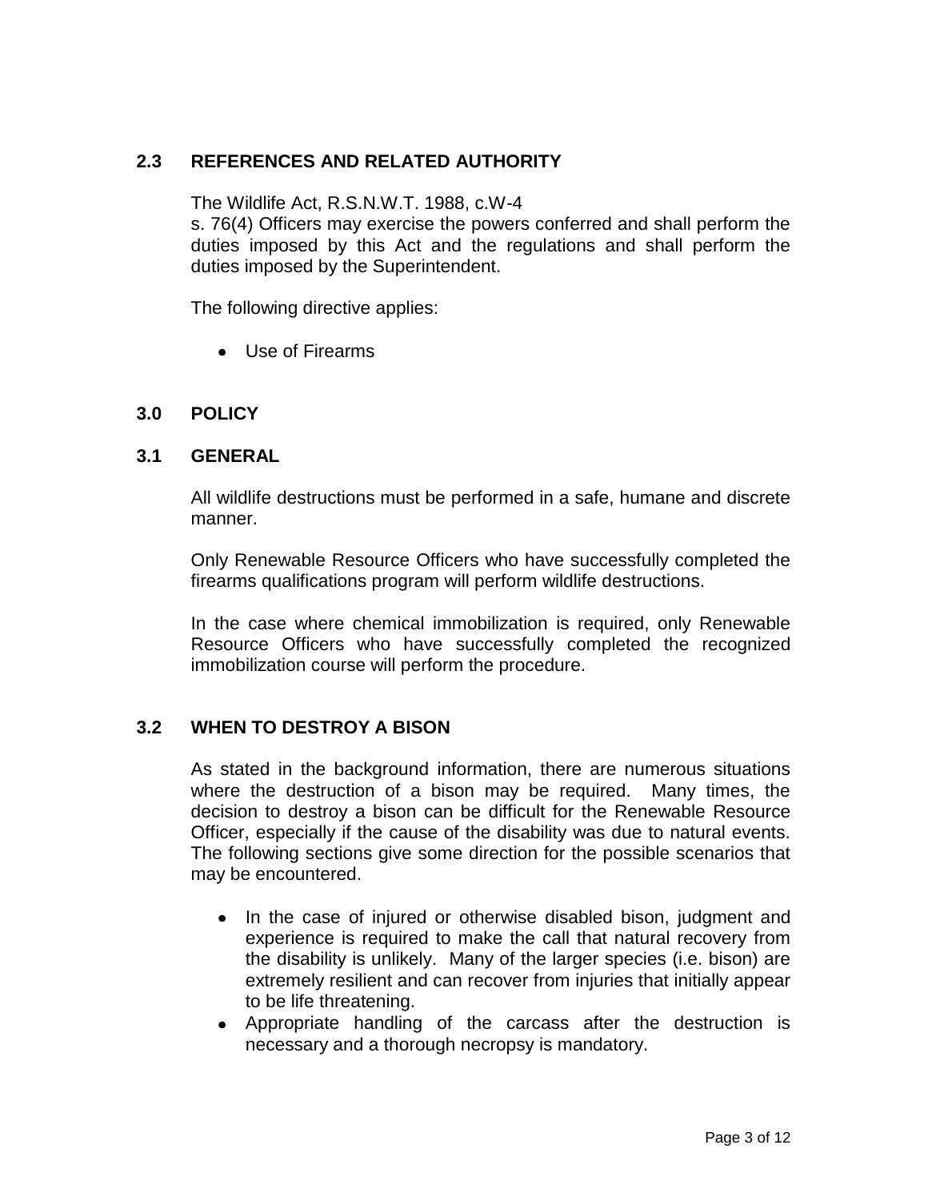## 2.3 REFERENCES AND RELATED AUTHORITY

The Wildlife Act, R.S.N.W.T. 1988, c.W-4
s. 76(4) Officers may exercise the powers conferred and shall perform the duties imposed by this Act and the regulations and shall perform the duties imposed by the Superintendent.

The following directive applies:

- Use of Firearms

# 3.0 POLICY

## 3.1 GENERAL

All wildlife destructions must be performed in a safe, humane and discrete manner.

Only Renewable Resource Officers who have successfully completed the firearms qualifications program will perform wildlife destructions.

In the case where chemical immobilization is required, only Renewable Resource Officers who have successfully completed the recognized immobilization course will perform the procedure.

## 3.2 WHEN TO DESTROY A BISON

As stated in the background information, there are numerous situations where the destruction of a bison may be required. Many times, the decision to destroy a bison can be difficult for the Renewable Resource Officer, especially if the cause of the disability was due to natural events. The following sections give some direction for the possible scenarios that may be encountered.

- In the case of injured or otherwise disabled bison, judgment and experience is required to make the call that natural recovery from the disability is unlikely. Many of the larger species (i.e. bison) are extremely resilient and can recover from injuries that initially appear to be life threatening.
- Appropriate handling of the carcass after the destruction is necessary and a thorough necropsy is mandatory.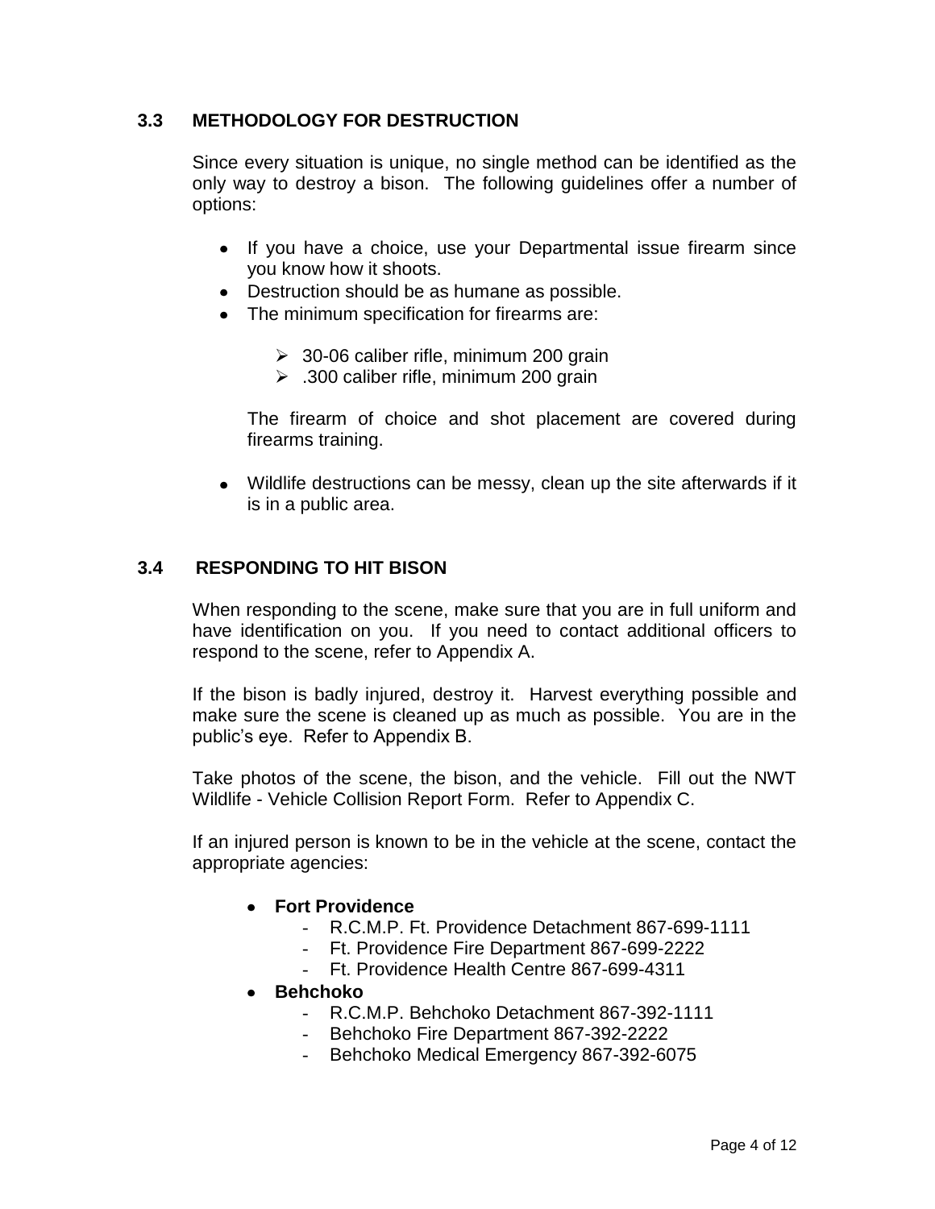### 3.3 METHODOLOGY FOR DESTRUCTION

Since every situation is unique, no single method can be identified as the only way to destroy a bison. The following guidelines offer a number of options:

- If you have a choice, use your Departmental issue firearm since you know how it shoots.
- Destruction should be as humane as possible.
- The minimum specification for firearms are:
  - 30-06 caliber rifle, minimum 200 grain
  - .300 caliber rifle, minimum 200 grain

  The firearm of choice and shot placement are covered during firearms training.

- Wildlife destructions can be messy, clean up the site afterwards if it is in a public area.

### 3.4 RESPONDING TO HIT BISON

When responding to the scene, make sure that you are in full uniform and have identification on you. If you need to contact additional officers to respond to the scene, refer to Appendix A.

If the bison is badly injured, destroy it. Harvest everything possible and make sure the scene is cleaned up as much as possible. You are in the public's eye. Refer to Appendix B.

Take photos of the scene, the bison, and the vehicle. Fill out the NWT Wildlife - Vehicle Collision Report Form. Refer to Appendix C.

If an injured person is known to be in the vehicle at the scene, contact the appropriate agencies:

- **Fort Providence**
  - R.C.M.P. Ft. Providence Detachment 867-699-1111
  - Ft. Providence Fire Department 867-699-2222
  - Ft. Providence Health Centre 867-699-4311
- **Behchoko**
  - R.C.M.P. Behchoko Detachment 867-392-1111
  - Behchoko Fire Department 867-392-2222
  - Behchoko Medical Emergency 867-392-6075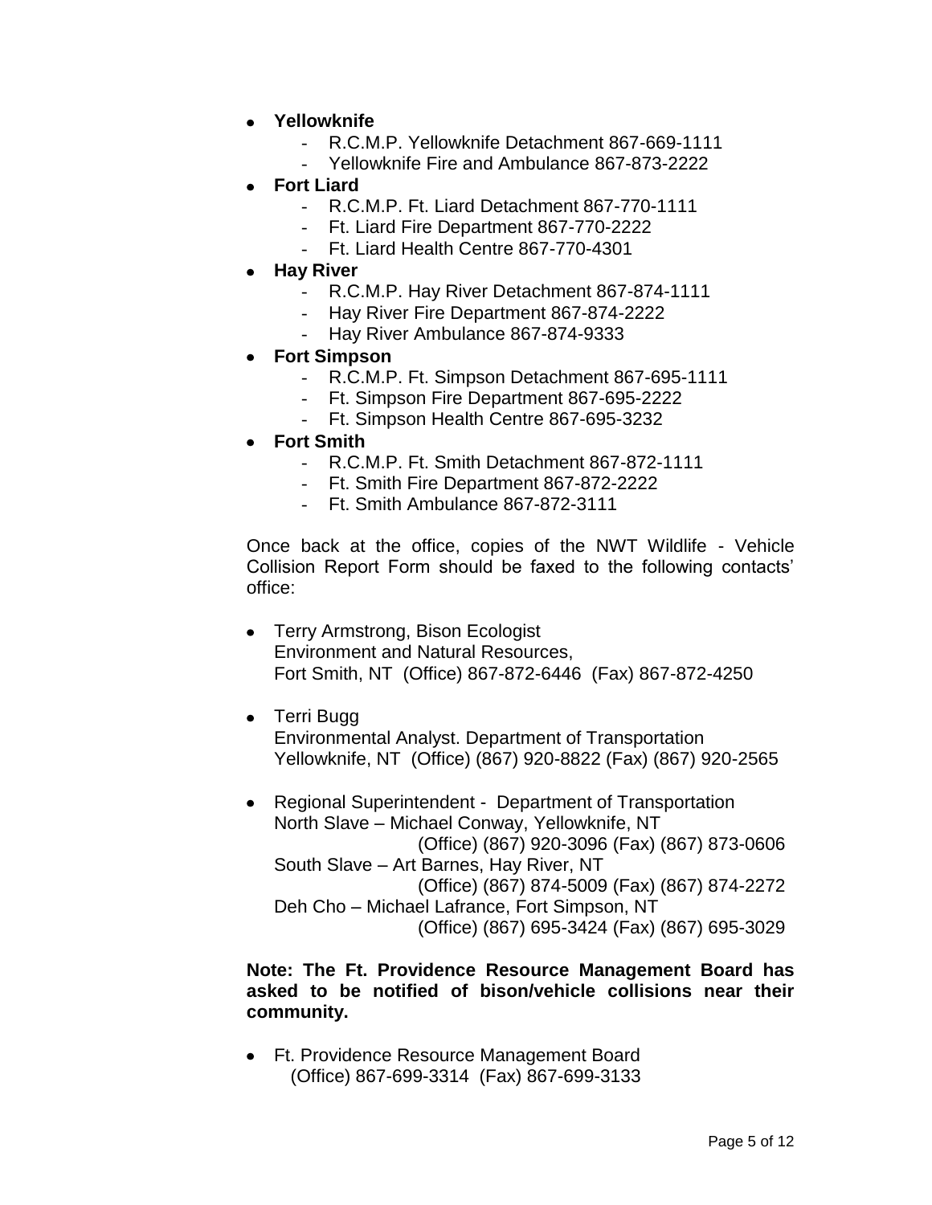- **Yellowknife**
  - R.C.M.P. Yellowknife Detachment 867-669-1111
  - Yellowknife Fire and Ambulance 867-873-2222
- **Fort Liard**
  - R.C.M.P. Ft. Liard Detachment 867-770-1111
  - Ft. Liard Fire Department 867-770-2222
  - Ft. Liard Health Centre 867-770-4301
- **Hay River**
  - R.C.M.P. Hay River Detachment 867-874-1111
  - Hay River Fire Department 867-874-2222
  - Hay River Ambulance 867-874-9333
- **Fort Simpson**
  - R.C.M.P. Ft. Simpson Detachment 867-695-1111
  - Ft. Simpson Fire Department 867-695-2222
  - Ft. Simpson Health Centre 867-695-3232
- **Fort Smith**
  - R.C.M.P. Ft. Smith Detachment 867-872-1111
  - Ft. Smith Fire Department 867-872-2222
  - Ft. Smith Ambulance 867-872-3111

Once back at the office, copies of the NWT Wildlife - Vehicle Collision Report Form should be faxed to the following contacts' office:

- Terry Armstrong, Bison Ecologist
  Environment and Natural Resources,
  Fort Smith, NT (Office) 867-872-6446 (Fax) 867-872-4250

- Terri Bugg
  Environmental Analyst. Department of Transportation
  Yellowknife, NT (Office) (867) 920-8822 (Fax) (867) 920-2565

- Regional Superintendent - Department of Transportation
  North Slave – Michael Conway, Yellowknife, NT
  (Office) (867) 920-3096 (Fax) (867) 873-0606
  South Slave – Art Barnes, Hay River, NT
  (Office) (867) 874-5009 (Fax) (867) 874-2272
  Deh Cho – Michael Lafrance, Fort Simpson, NT
  (Office) (867) 695-3424 (Fax) (867) 695-3029

**Note: The Ft. Providence Resource Management Board has asked to be notified of bison/vehicle collisions near their community.**

- Ft. Providence Resource Management Board
  (Office) 867-699-3314 (Fax) 867-699-3133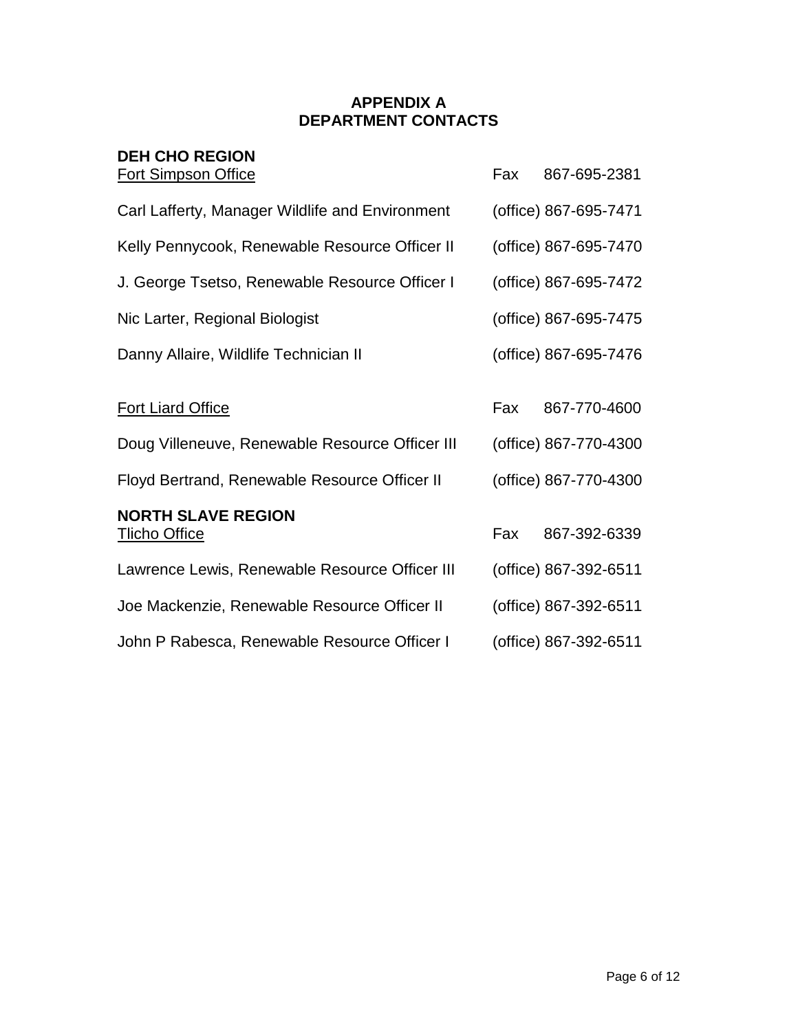# APPENDIX A
# DEPARTMENT CONTACTS

## DEH CHO REGION

| Fort Simpson Office | Fax 867-695-2381 |
|---|---|
| Carl Lafferty, Manager Wildlife and Environment | (office) 867-695-7471 |
| Kelly Pennycook, Renewable Resource Officer II | (office) 867-695-7470 |
| J. George Tsetso, Renewable Resource Officer I | (office) 867-695-7472 |
| Nic Larter, Regional Biologist | (office) 867-695-7475 |
| Danny Allaire, Wildlife Technician II | (office) 867-695-7476 |

| Fort Liard Office | Fax 867-770-4600 |
|---|---|
| Doug Villeneuve, Renewable Resource Officer III | (office) 867-770-4300 |
| Floyd Bertrand, Renewable Resource Officer II | (office) 867-770-4300 |

## NORTH SLAVE REGION

| Tlicho Office | Fax 867-392-6339 |
|---|---|
| Lawrence Lewis, Renewable Resource Officer III | (office) 867-392-6511 |
| Joe Mackenzie, Renewable Resource Officer II | (office) 867-392-6511 |
| John P Rabesca, Renewable Resource Officer I | (office) 867-392-6511 |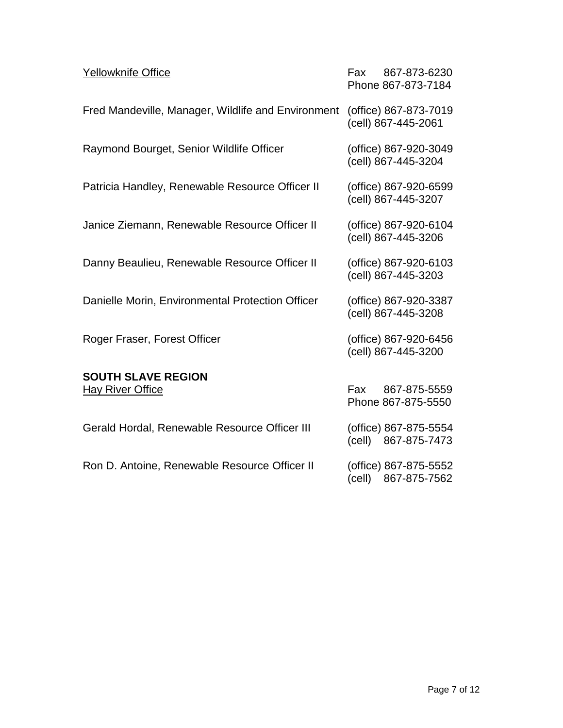<u>Yellowknife Office</u>

Fax 867-873-6230
Phone 867-873-7184

Fred Mandeville, Manager, Wildlife and Environment
(office) 867-873-7019
(cell) 867-445-2061

Raymond Bourget, Senior Wildlife Officer
(office) 867-920-3049
(cell) 867-445-3204

Patricia Handley, Renewable Resource Officer II
(office) 867-920-6599
(cell) 867-445-3207

Janice Ziemann, Renewable Resource Officer II
(office) 867-920-6104
(cell) 867-445-3206

Danny Beaulieu, Renewable Resource Officer II
(office) 867-920-6103
(cell) 867-445-3203

Danielle Morin, Environmental Protection Officer
(office) 867-920-3387
(cell) 867-445-3208

Roger Fraser, Forest Officer
(office) 867-920-6456
(cell) 867-445-3200

**SOUTH SLAVE REGION**

<u>Hay River Office</u>

Fax 867-875-5559
Phone 867-875-5550

Gerald Hordal, Renewable Resource Officer III
(office) 867-875-5554
(cell) 867-875-7473

Ron D. Antoine, Renewable Resource Officer II
(office) 867-875-5552
(cell) 867-875-7562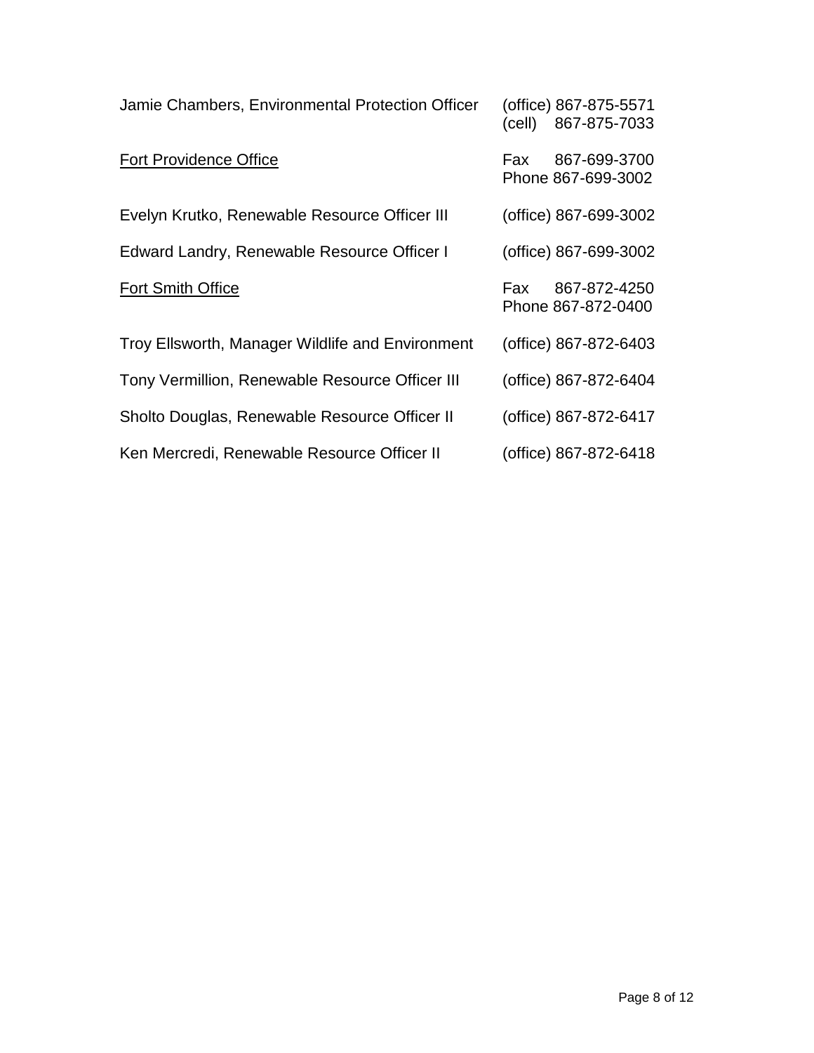| | |
|---|---|
| Jamie Chambers, Environmental Protection Officer | (office) 867-875-5571<br>(cell) 867-875-7033 |
| <u>Fort Providence Office</u> | Fax 867-699-3700<br>Phone 867-699-3002 |
| Evelyn Krutko, Renewable Resource Officer III | (office) 867-699-3002 |
| Edward Landry, Renewable Resource Officer I | (office) 867-699-3002 |
| <u>Fort Smith Office</u> | Fax 867-872-4250<br>Phone 867-872-0400 |
| Troy Ellsworth, Manager Wildlife and Environment | (office) 867-872-6403 |
| Tony Vermillion, Renewable Resource Officer III | (office) 867-872-6404 |
| Sholto Douglas, Renewable Resource Officer II | (office) 867-872-6417 |
| Ken Mercredi, Renewable Resource Officer II | (office) 867-872-6418 |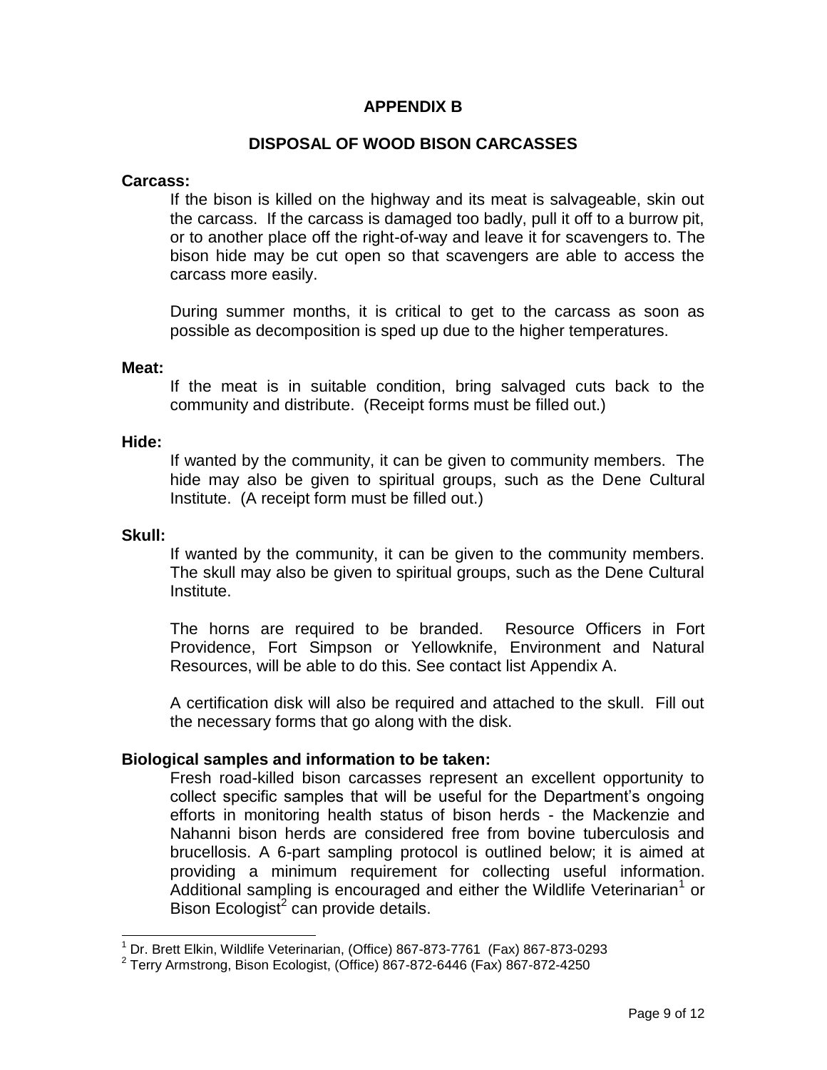# APPENDIX B

## DISPOSAL OF WOOD BISON CARCASSES

**Carcass:**

If the bison is killed on the highway and its meat is salvageable, skin out the carcass. If the carcass is damaged too badly, pull it off to a burrow pit, or to another place off the right-of-way and leave it for scavengers to. The bison hide may be cut open so that scavengers are able to access the carcass more easily.

During summer months, it is critical to get to the carcass as soon as possible as decomposition is sped up due to the higher temperatures.

**Meat:**

If the meat is in suitable condition, bring salvaged cuts back to the community and distribute. (Receipt forms must be filled out.)

**Hide:**

If wanted by the community, it can be given to community members. The hide may also be given to spiritual groups, such as the Dene Cultural Institute. (A receipt form must be filled out.)

**Skull:**

If wanted by the community, it can be given to the community members. The skull may also be given to spiritual groups, such as the Dene Cultural Institute.

The horns are required to be branded. Resource Officers in Fort Providence, Fort Simpson or Yellowknife, Environment and Natural Resources, will be able to do this. See contact list Appendix A.

A certification disk will also be required and attached to the skull. Fill out the necessary forms that go along with the disk.

**Biological samples and information to be taken:**

Fresh road-killed bison carcasses represent an excellent opportunity to collect specific samples that will be useful for the Department's ongoing efforts in monitoring health status of bison herds - the Mackenzie and Nahanni bison herds are considered free from bovine tuberculosis and brucellosis. A 6-part sampling protocol is outlined below; it is aimed at providing a minimum requirement for collecting useful information. Additional sampling is encouraged and either the Wildlife Veterinarian[1] or Bison Ecologist[2] can provide details.

---

[1] Dr. Brett Elkin, Wildlife Veterinarian, (Office) 867-873-7761 (Fax) 867-873-0293

[2] Terry Armstrong, Bison Ecologist, (Office) 867-872-6446 (Fax) 867-872-4250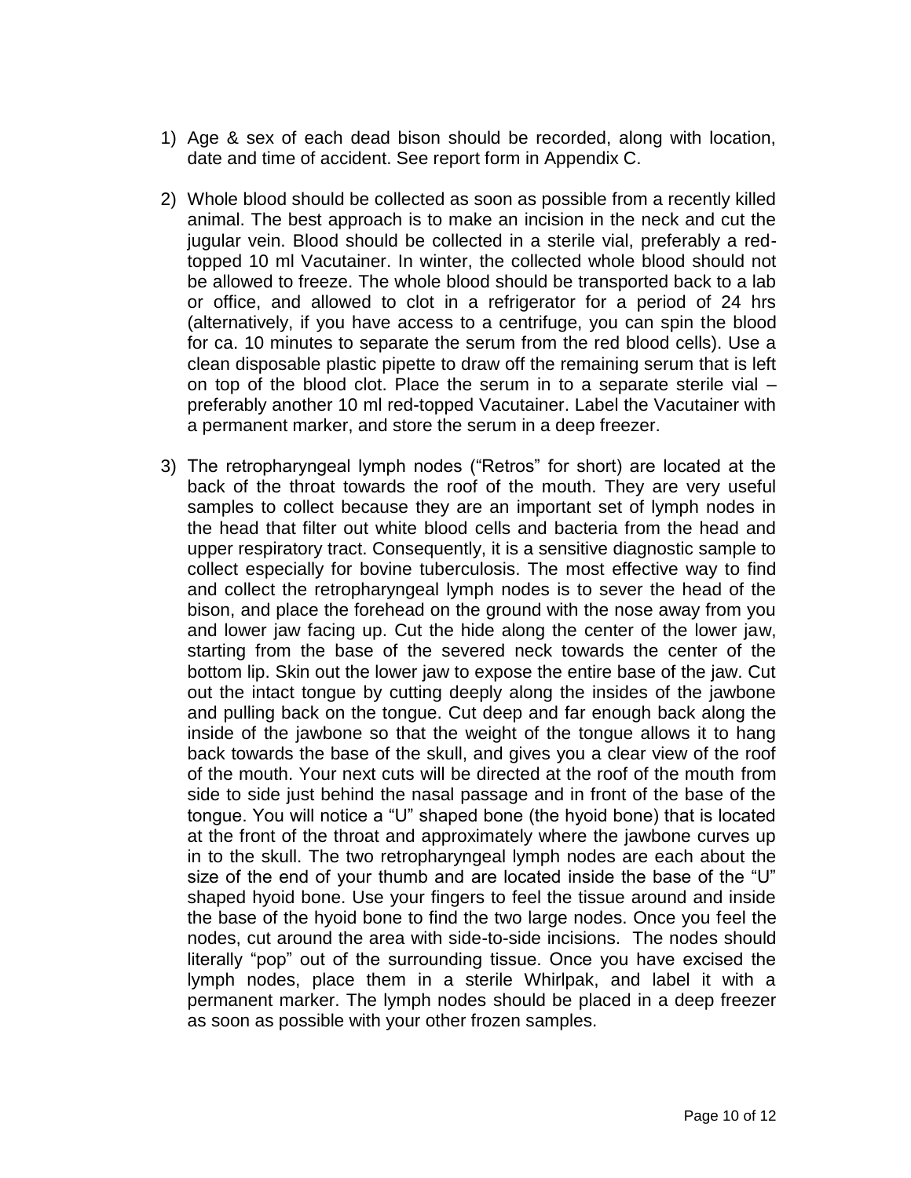1) Age & sex of each dead bison should be recorded, along with location, date and time of accident. See report form in Appendix C.

2) Whole blood should be collected as soon as possible from a recently killed animal. The best approach is to make an incision in the neck and cut the jugular vein. Blood should be collected in a sterile vial, preferably a red-topped 10 ml Vacutainer. In winter, the collected whole blood should not be allowed to freeze. The whole blood should be transported back to a lab or office, and allowed to clot in a refrigerator for a period of 24 hrs (alternatively, if you have access to a centrifuge, you can spin the blood for ca. 10 minutes to separate the serum from the red blood cells). Use a clean disposable plastic pipette to draw off the remaining serum that is left on top of the blood clot. Place the serum in to a separate sterile vial – preferably another 10 ml red-topped Vacutainer. Label the Vacutainer with a permanent marker, and store the serum in a deep freezer.

3) The retropharyngeal lymph nodes ("Retros" for short) are located at the back of the throat towards the roof of the mouth. They are very useful samples to collect because they are an important set of lymph nodes in the head that filter out white blood cells and bacteria from the head and upper respiratory tract. Consequently, it is a sensitive diagnostic sample to collect especially for bovine tuberculosis. The most effective way to find and collect the retropharyngeal lymph nodes is to sever the head of the bison, and place the forehead on the ground with the nose away from you and lower jaw facing up. Cut the hide along the center of the lower jaw, starting from the base of the severed neck towards the center of the bottom lip. Skin out the lower jaw to expose the entire base of the jaw. Cut out the intact tongue by cutting deeply along the insides of the jawbone and pulling back on the tongue. Cut deep and far enough back along the inside of the jawbone so that the weight of the tongue allows it to hang back towards the base of the skull, and gives you a clear view of the roof of the mouth. Your next cuts will be directed at the roof of the mouth from side to side just behind the nasal passage and in front of the base of the tongue. You will notice a "U" shaped bone (the hyoid bone) that is located at the front of the throat and approximately where the jawbone curves up in to the skull. The two retropharyngeal lymph nodes are each about the size of the end of your thumb and are located inside the base of the "U" shaped hyoid bone. Use your fingers to feel the tissue around and inside the base of the hyoid bone to find the two large nodes. Once you feel the nodes, cut around the area with side-to-side incisions. The nodes should literally "pop" out of the surrounding tissue. Once you have excised the lymph nodes, place them in a sterile Whirlpak, and label it with a permanent marker. The lymph nodes should be placed in a deep freezer as soon as possible with your other frozen samples.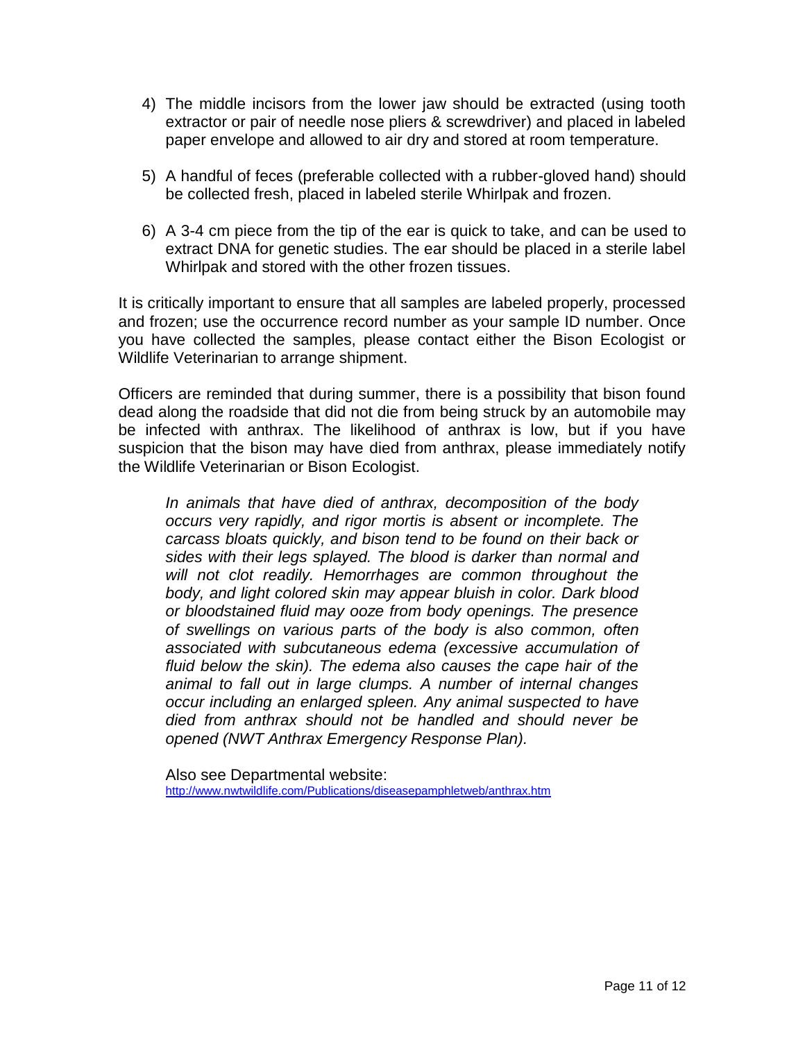4) The middle incisors from the lower jaw should be extracted (using tooth extractor or pair of needle nose pliers & screwdriver) and placed in labeled paper envelope and allowed to air dry and stored at room temperature.

5) A handful of feces (preferable collected with a rubber-gloved hand) should be collected fresh, placed in labeled sterile Whirlpak and frozen.

6) A 3-4 cm piece from the tip of the ear is quick to take, and can be used to extract DNA for genetic studies. The ear should be placed in a sterile label Whirlpak and stored with the other frozen tissues.

It is critically important to ensure that all samples are labeled properly, processed and frozen; use the occurrence record number as your sample ID number. Once you have collected the samples, please contact either the Bison Ecologist or Wildlife Veterinarian to arrange shipment.

Officers are reminded that during summer, there is a possibility that bison found dead along the roadside that did not die from being struck by an automobile may be infected with anthrax. The likelihood of anthrax is low, but if you have suspicion that the bison may have died from anthrax, please immediately notify the Wildlife Veterinarian or Bison Ecologist.

> *In animals that have died of anthrax, decomposition of the body occurs very rapidly, and rigor mortis is absent or incomplete. The carcass bloats quickly, and bison tend to be found on their back or sides with their legs splayed. The blood is darker than normal and will not clot readily. Hemorrhages are common throughout the body, and light colored skin may appear bluish in color. Dark blood or bloodstained fluid may ooze from body openings. The presence of swellings on various parts of the body is also common, often associated with subcutaneous edema (excessive accumulation of fluid below the skin). The edema also causes the cape hair of the animal to fall out in large clumps. A number of internal changes occur including an enlarged spleen. Any animal suspected to have died from anthrax should not be handled and should never be opened (NWT Anthrax Emergency Response Plan).*

Also see Departmental website:
http://www.nwtwildlife.com/Publications/diseasepamphletweb/anthrax.htm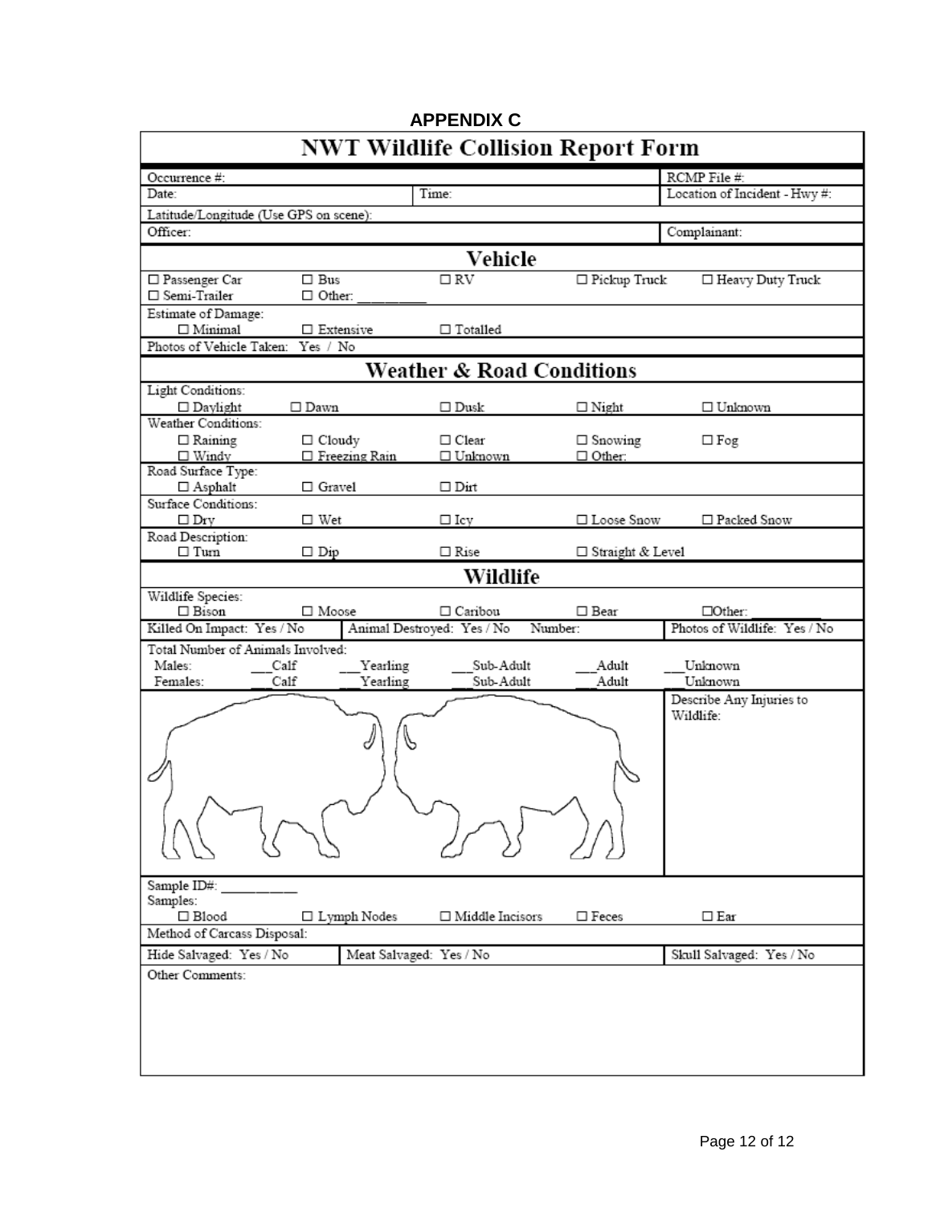**APPENDIX C**

# NWT Wildlife Collision Report Form

| | | |
|---|---|---|
| Occurrence #: | | RCMP File #: |
| Date: | Time: | Location of Incident - Hwy #: |
| Latitude/Longitude (Use GPS on scene): | | |
| Officer: | | Complainant: |

## Vehicle

☐ Passenger Car ☐ Bus ☐ RV ☐ Pickup Truck ☐ Heavy Duty Truck
☐ Semi-Trailer ☐ Other: _________

Estimate of Damage:
☐ Minimal ☐ Extensive ☐ Totalled

Photos of Vehicle Taken: Yes / No

## Weather & Road Conditions

Light Conditions:
☐ Daylight ☐ Dawn ☐ Dusk ☐ Night ☐ Unknown

Weather Conditions:
☐ Raining ☐ Cloudy ☐ Clear ☐ Snowing ☐ Fog
☐ Windy ☐ Freezing Rain ☐ Unknown ☐ Other:

Road Surface Type:
☐ Asphalt ☐ Gravel ☐ Dirt

Surface Conditions:
☐ Dry ☐ Wet ☐ Icy ☐ Loose Snow ☐ Packed Snow

Road Description:
☐ Turn ☐ Dip ☐ Rise ☐ Straight & Level

## Wildlife

Wildlife Species:
☐ Bison ☐ Moose ☐ Caribou ☐ Bear ☐Other: _________

| | | |
|---|---|---|
| Killed On Impact: Yes / No | Animal Destroyed: Yes / No Number: | Photos of Wildlife: Yes / No |

Total Number of Animals Involved:

| | | | | | |
|---|---|---|---|---|---|
| Males: | ___Calf | ___Yearling | ___Sub-Adult | ___Adult | ___Unknown |
| Females: | ___Calf | ___Yearling | ___Sub-Adult | ___Adult | ___Unknown |

Describe Any Injuries to Wildlife:

Sample ID#: __________

Samples:
☐ Blood ☐ Lymph Nodes ☐ Middle Incisors ☐ Feces ☐ Ear

Method of Carcass Disposal:

| | | |
|---|---|---|
| Hide Salvaged: Yes / No | Meat Salvaged: Yes / No | Skull Salvaged: Yes / No |

Other Comments: